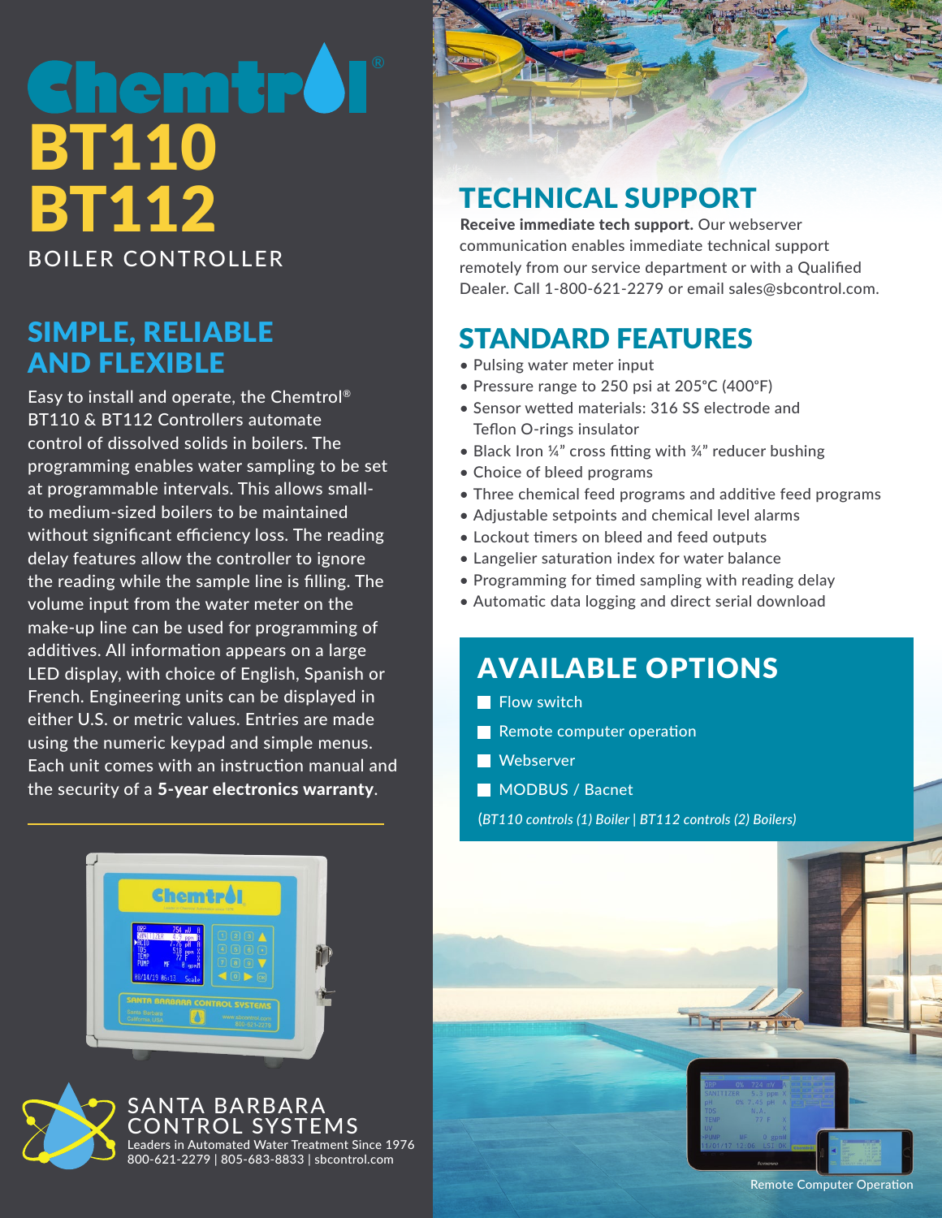# Chemtrol®

# BT110
# BT112

BOILER CONTROLLER

## SIMPLE, RELIABLE AND FLEXIBLE

Easy to install and operate, the Chemtrol® BT110 & BT112 Controllers automate control of dissolved solids in boilers. The programming enables water sampling to be set at programmable intervals. This allows small- to medium-sized boilers to be maintained without significant efficiency loss. The reading delay features allow the controller to ignore the reading while the sample line is filling. The volume input from the water meter on the make-up line can be used for programming of additives. All information appears on a large LED display, with choice of English, Spanish or French. Engineering units can be displayed in either U.S. or metric values. Entries are made using the numeric keypad and simple menus. Each unit comes with an instruction manual and the security of a **5-year electronics warranty**.

## TECHNICAL SUPPORT

**Receive immediate tech support.** Our webserver communication enables immediate technical support remotely from our service department or with a Qualified Dealer. Call 1-800-621-2279 or email sales@sbcontrol.com.

## STANDARD FEATURES

- Pulsing water meter input
- Pressure range to 250 psi at 205°C (400°F)
- Sensor wetted materials: 316 SS electrode and Teflon O-rings insulator
- Black Iron ¼" cross fitting with ¾" reducer bushing
- Choice of bleed programs
- Three chemical feed programs and additive feed programs
- Adjustable setpoints and chemical level alarms
- Lockout timers on bleed and feed outputs
- Langelier saturation index for water balance
- Programming for timed sampling with reading delay
- Automatic data logging and direct serial download

## AVAILABLE OPTIONS

- Flow switch
- Remote computer operation
- Webserver
- MODBUS / Bacnet

(*BT110 controls (1) Boiler | BT112 controls (2) Boilers)*

Remote Computer Operation

SANTA BARBARA CONTROL SYSTEMS
Leaders in Automated Water Treatment Since 1976
800-621-2279 | 805-683-8833 | sbcontrol.com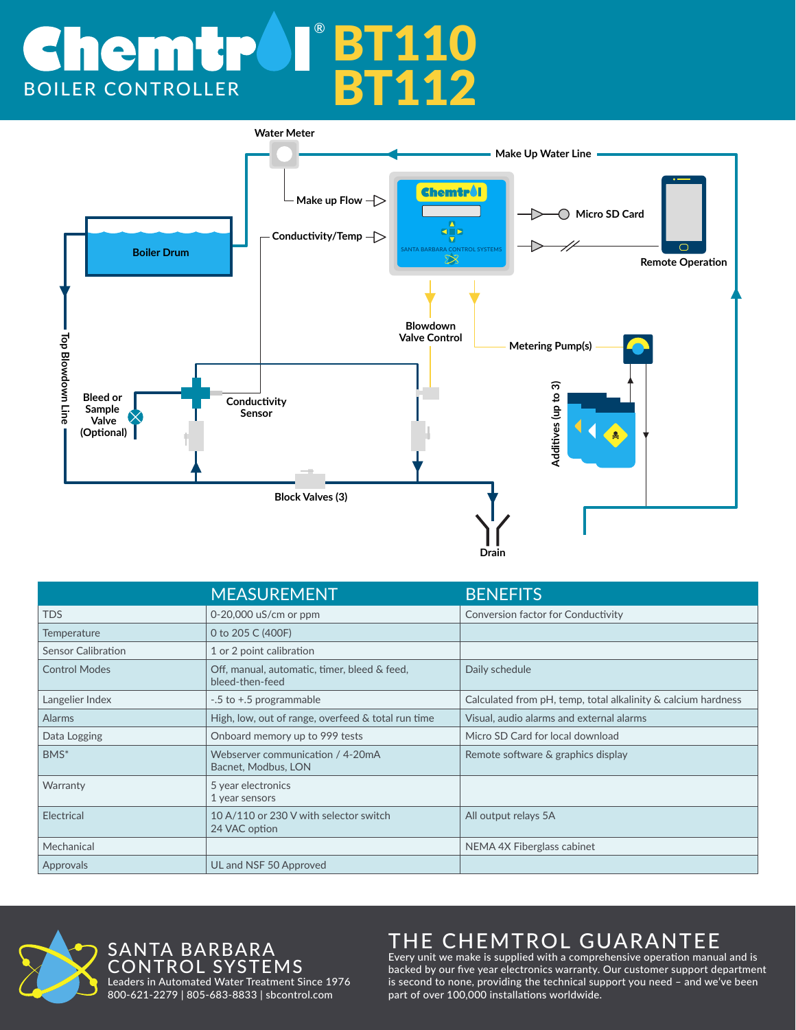# Chemtrol® BT110 BT112

BOILER CONTROLLER

Water Meter

Make Up Water Line

Make up Flow

Conductivity/Temp

Micro SD Card

Remote Operation

Boiler Drum

Blowdown Valve Control

Metering Pump(s)

Top Blowdown Line

Bleed or Sample Valve (Optional)

Conductivity Sensor

Additives (up to 3)

Block Valves (3)

Drain

| | MEASUREMENT | BENEFITS |
|---|---|---|
| TDS | 0-20,000 uS/cm or ppm | Conversion factor for Conductivity |
| Temperature | 0 to 205 C (400F) | |
| Sensor Calibration | 1 or 2 point calibration | |
| Control Modes | Off, manual, automatic, timer, bleed & feed, bleed-then-feed | Daily schedule |
| Langelier Index | -.5 to +.5 programmable | Calculated from pH, temp, total alkalinity & calcium hardness |
| Alarms | High, low, out of range, overfeed & total run time | Visual, audio alarms and external alarms |
| Data Logging | Onboard memory up to 999 tests | Micro SD Card for local download |
| BMS* | Webserver communication / 4-20mA Bacnet, Modbus, LON | Remote software & graphics display |
| Warranty | 5 year electronics 1 year sensors | |
| Electrical | 10 A/110 or 230 V with selector switch 24 VAC option | All output relays 5A |
| Mechanical | | NEMA 4X Fiberglass cabinet |
| Approvals | UL and NSF 50 Approved | |

SANTA BARBARA CONTROL SYSTEMS

Leaders in Automated Water Treatment Since 1976

800-621-2279 | 805-683-8833 | sbcontrol.com

## THE CHEMTROL GUARANTEE

Every unit we make is supplied with a comprehensive operation manual and is backed by our five year electronics warranty. Our customer support department is second to none, providing the technical support you need – and we've been part of over 100,000 installations worldwide.